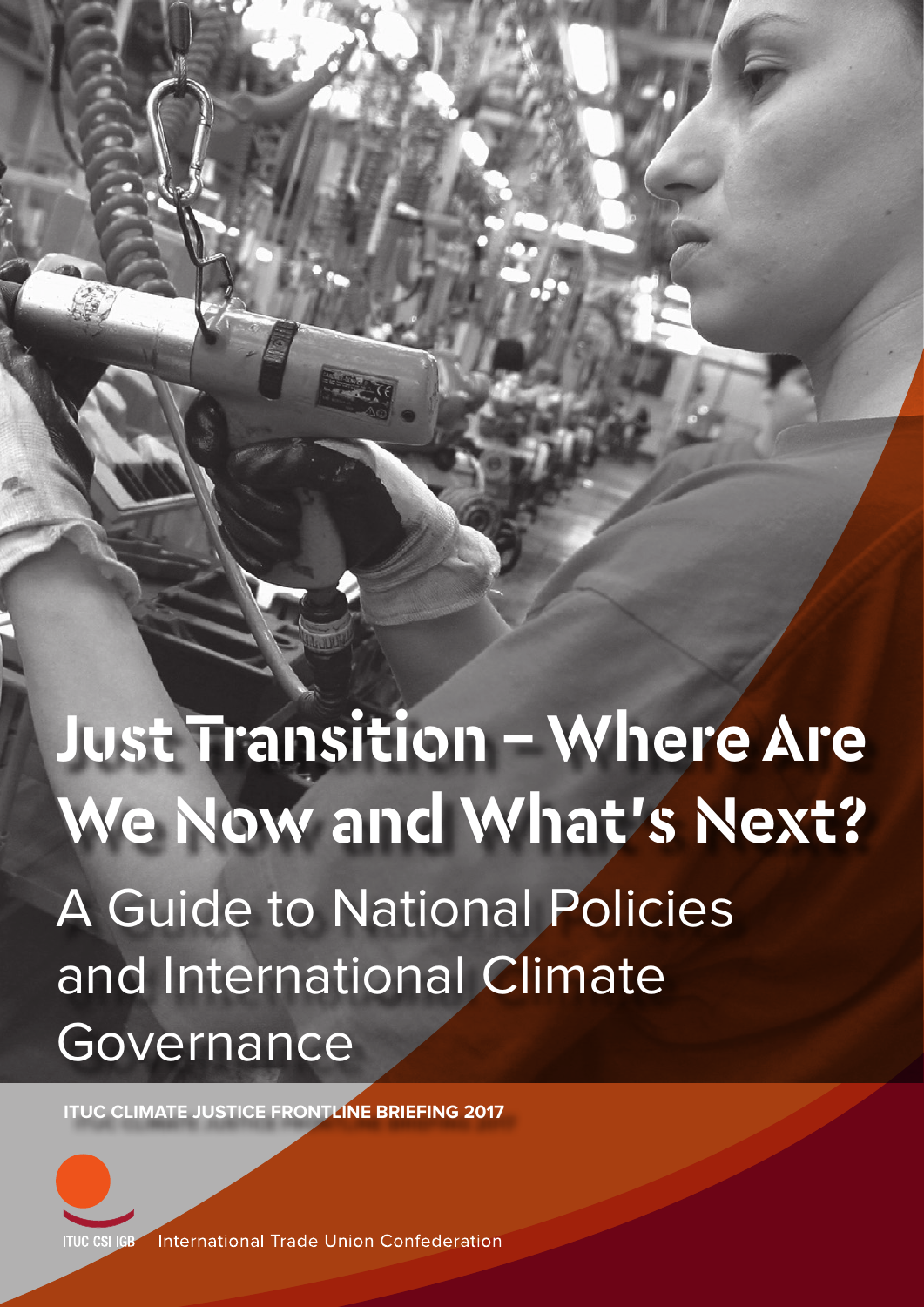# Just Transition – Where Are We Now and What's Next?

## A Guide to National Policies and International Climate Governance

**ITUC CLIMATE JUSTICE FRONTLINE BRIEFING 2017**

ITUC CSI IGB International Trade Union Confederation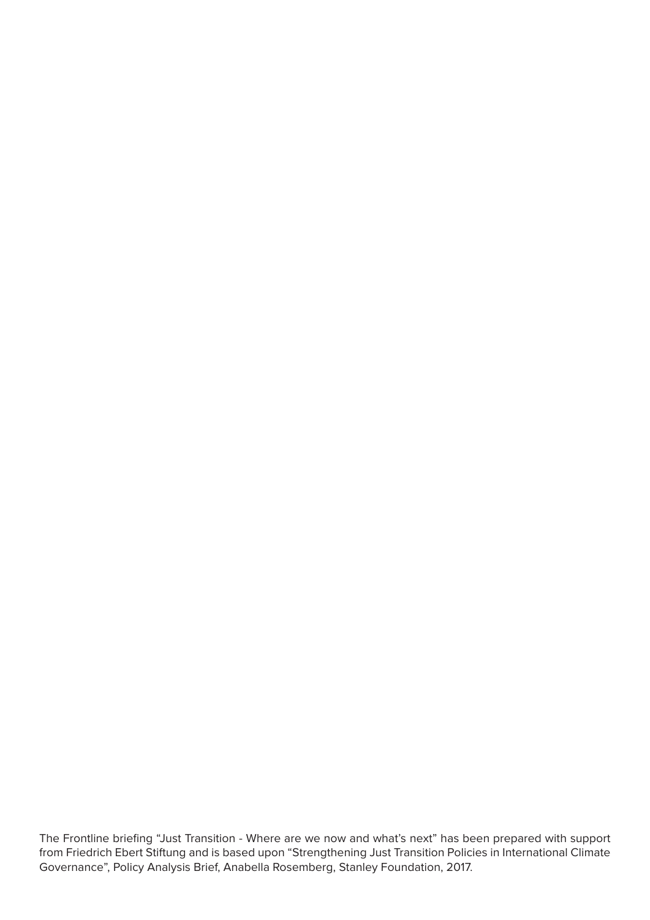The Frontline briefing “Just Transition - Where are we now and what’s next” has been prepared with support from Friedrich Ebert Stiftung and is based upon “Strengthening Just Transition Policies in International Climate Governance”, Policy Analysis Brief, Anabella Rosemberg, Stanley Foundation, 2017.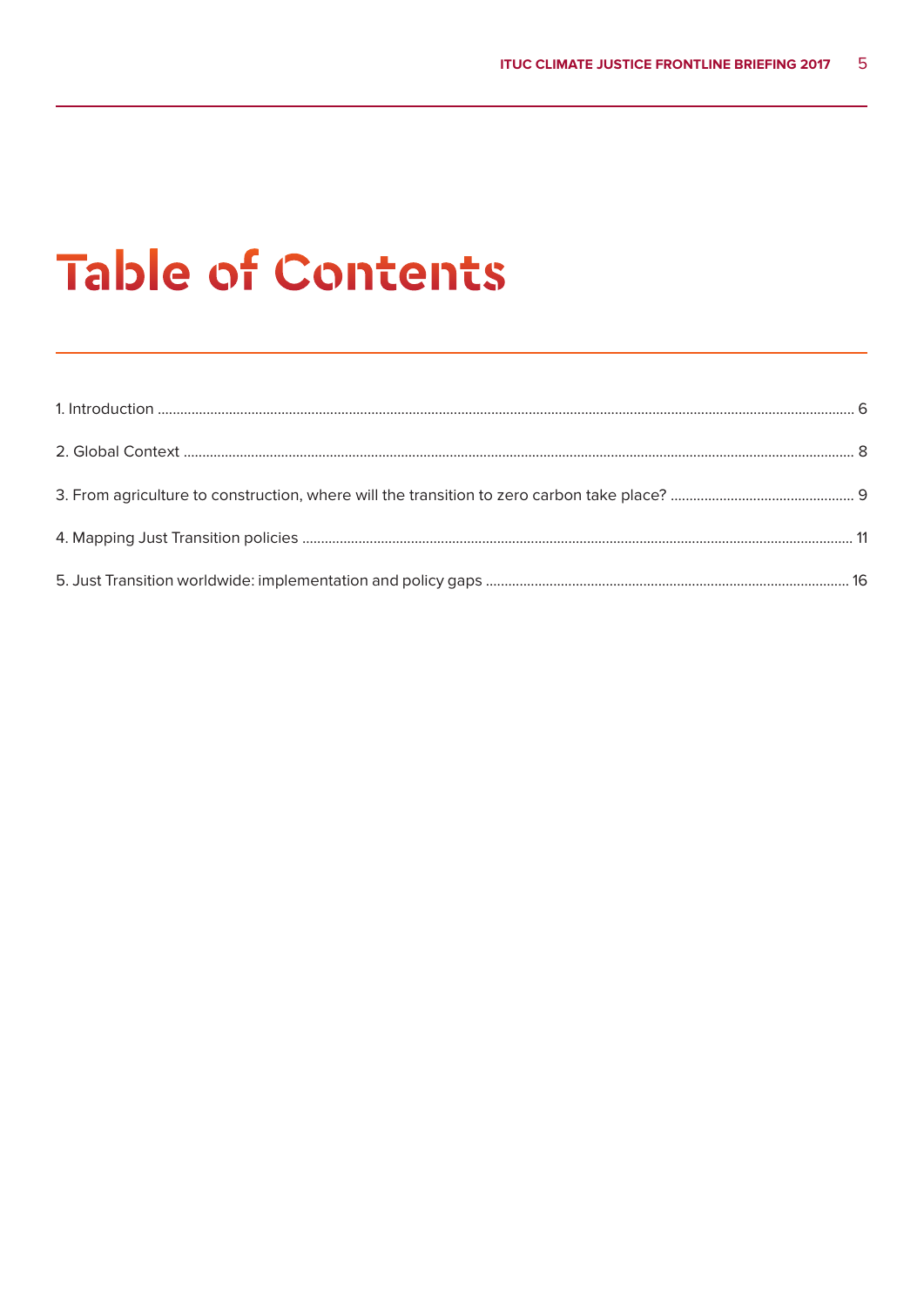# Table of Contents

1. Introduction ........................................................................................................................ 6

2. Global Context ........................................................................................................................ 8

3. From agriculture to construction, where will the transition to zero carbon take place? ........................ 9

4. Mapping Just Transition policies ........................................................................................................................ 11

5. Just Transition worldwide: implementation and policy gaps ........................................................................ 16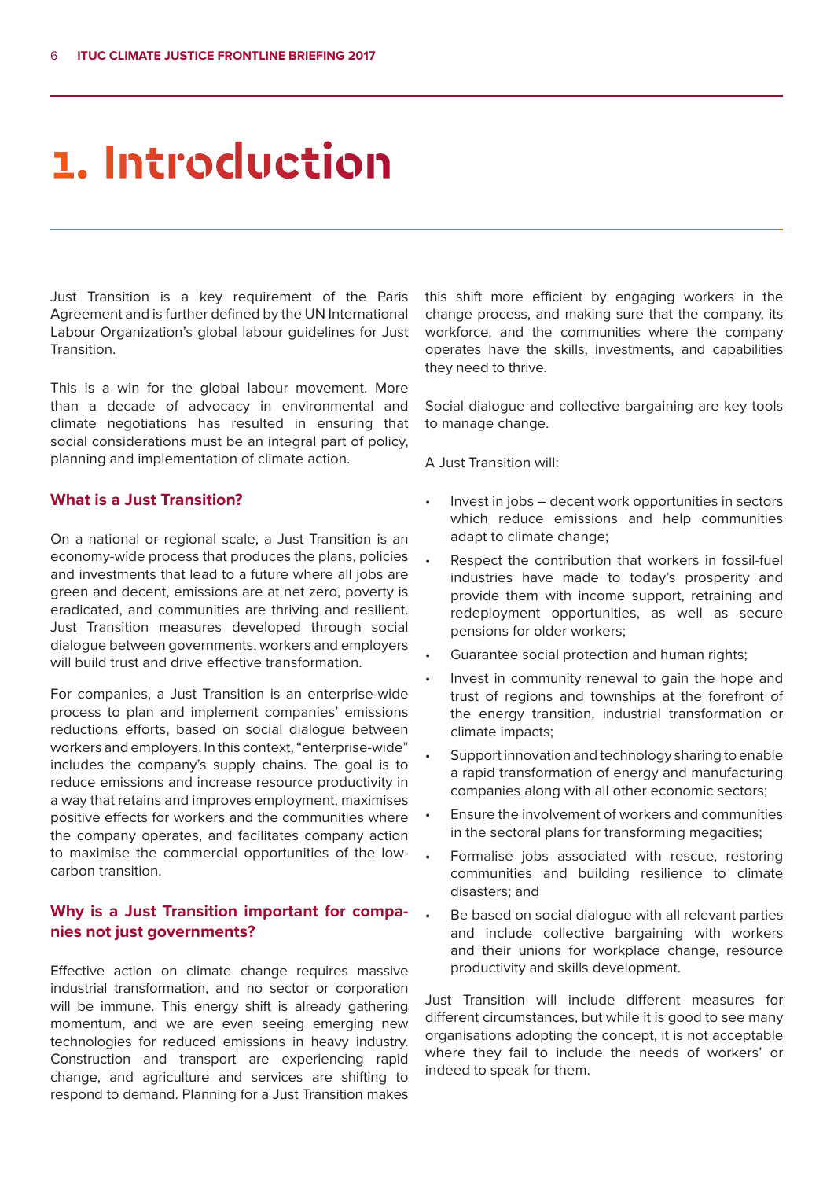# 1. Introduction

Just Transition is a key requirement of the Paris Agreement and is further defined by the UN International Labour Organization's global labour guidelines for Just Transition.

This is a win for the global labour movement. More than a decade of advocacy in environmental and climate negotiations has resulted in ensuring that social considerations must be an integral part of policy, planning and implementation of climate action.

### What is a Just Transition?

On a national or regional scale, a Just Transition is an economy-wide process that produces the plans, policies and investments that lead to a future where all jobs are green and decent, emissions are at net zero, poverty is eradicated, and communities are thriving and resilient. Just Transition measures developed through social dialogue between governments, workers and employers will build trust and drive effective transformation.

For companies, a Just Transition is an enterprise-wide process to plan and implement companies' emissions reductions efforts, based on social dialogue between workers and employers. In this context, "enterprise-wide" includes the company's supply chains. The goal is to reduce emissions and increase resource productivity in a way that retains and improves employment, maximises positive effects for workers and the communities where the company operates, and facilitates company action to maximise the commercial opportunities of the low-carbon transition.

### Why is a Just Transition important for companies not just governments?

Effective action on climate change requires massive industrial transformation, and no sector or corporation will be immune. This energy shift is already gathering momentum, and we are even seeing emerging new technologies for reduced emissions in heavy industry. Construction and transport are experiencing rapid change, and agriculture and services are shifting to respond to demand. Planning for a Just Transition makes this shift more efficient by engaging workers in the change process, and making sure that the company, its workforce, and the communities where the company operates have the skills, investments, and capabilities they need to thrive.

Social dialogue and collective bargaining are key tools to manage change.

A Just Transition will:

- Invest in jobs – decent work opportunities in sectors which reduce emissions and help communities adapt to climate change;
- Respect the contribution that workers in fossil-fuel industries have made to today's prosperity and provide them with income support, retraining and redeployment opportunities, as well as secure pensions for older workers;
- Guarantee social protection and human rights;
- Invest in community renewal to gain the hope and trust of regions and townships at the forefront of the energy transition, industrial transformation or climate impacts;
- Support innovation and technology sharing to enable a rapid transformation of energy and manufacturing companies along with all other economic sectors;
- Ensure the involvement of workers and communities in the sectoral plans for transforming megacities;
- Formalise jobs associated with rescue, restoring communities and building resilience to climate disasters; and
- Be based on social dialogue with all relevant parties and include collective bargaining with workers and their unions for workplace change, resource productivity and skills development.

Just Transition will include different measures for different circumstances, but while it is good to see many organisations adopting the concept, it is not acceptable where they fail to include the needs of workers' or indeed to speak for them.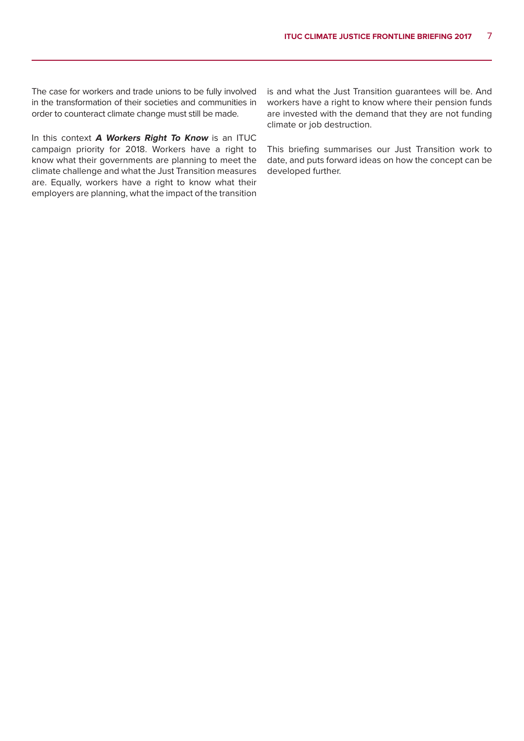The case for workers and trade unions to be fully involved in the transformation of their societies and communities in order to counteract climate change must still be made.

In this context ***A Workers Right To Know*** is an ITUC campaign priority for 2018. Workers have a right to know what their governments are planning to meet the climate challenge and what the Just Transition measures are. Equally, workers have a right to know what their employers are planning, what the impact of the transition is and what the Just Transition guarantees will be. And workers have a right to know where their pension funds are invested with the demand that they are not funding climate or job destruction.

This briefing summarises our Just Transition work to date, and puts forward ideas on how the concept can be developed further.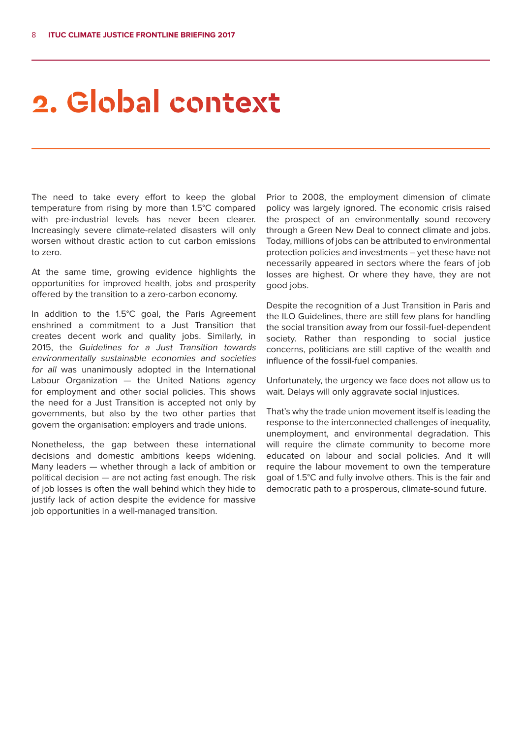# 2. Global context

The need to take every effort to keep the global temperature from rising by more than 1.5°C compared with pre-industrial levels has never been clearer. Increasingly severe climate-related disasters will only worsen without drastic action to cut carbon emissions to zero.

At the same time, growing evidence highlights the opportunities for improved health, jobs and prosperity offered by the transition to a zero-carbon economy.

In addition to the 1.5°C goal, the Paris Agreement enshrined a commitment to a Just Transition that creates decent work and quality jobs. Similarly, in 2015, the *Guidelines for a Just Transition towards environmentally sustainable economies and societies for all* was unanimously adopted in the International Labour Organization — the United Nations agency for employment and other social policies. This shows the need for a Just Transition is accepted not only by governments, but also by the two other parties that govern the organisation: employers and trade unions.

Nonetheless, the gap between these international decisions and domestic ambitions keeps widening. Many leaders — whether through a lack of ambition or political decision — are not acting fast enough. The risk of job losses is often the wall behind which they hide to justify lack of action despite the evidence for massive job opportunities in a well-managed transition.

Prior to 2008, the employment dimension of climate policy was largely ignored. The economic crisis raised the prospect of an environmentally sound recovery through a Green New Deal to connect climate and jobs. Today, millions of jobs can be attributed to environmental protection policies and investments – yet these have not necessarily appeared in sectors where the fears of job losses are highest. Or where they have, they are not good jobs.

Despite the recognition of a Just Transition in Paris and the ILO Guidelines, there are still few plans for handling the social transition away from our fossil-fuel-dependent society. Rather than responding to social justice concerns, politicians are still captive of the wealth and influence of the fossil-fuel companies.

Unfortunately, the urgency we face does not allow us to wait. Delays will only aggravate social injustices.

That's why the trade union movement itself is leading the response to the interconnected challenges of inequality, unemployment, and environmental degradation. This will require the climate community to become more educated on labour and social policies. And it will require the labour movement to own the temperature goal of 1.5°C and fully involve others. This is the fair and democratic path to a prosperous, climate-sound future.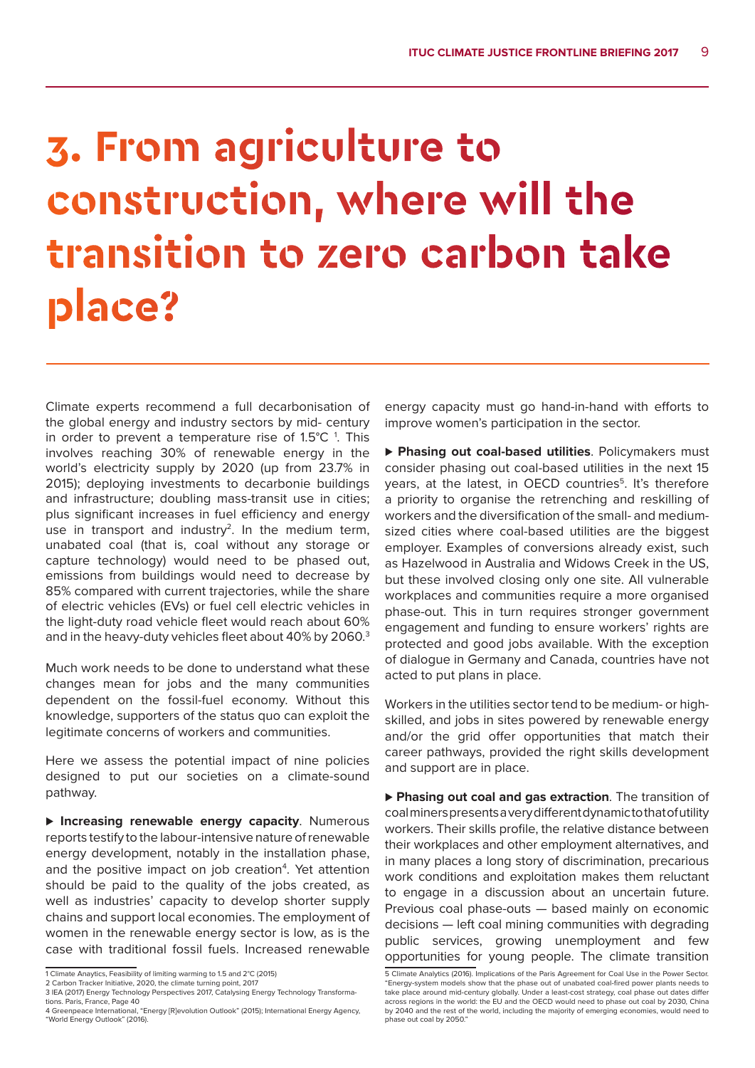# 3. From agriculture to construction, where will the transition to zero carbon take place?

Climate experts recommend a full decarbonisation of the global energy and industry sectors by mid- century in order to prevent a temperature rise of 1.5°C [1]. This involves reaching 30% of renewable energy in the world's electricity supply by 2020 (up from 23.7% in 2015); deploying investments to decarbonie buildings and infrastructure; doubling mass-transit use in cities; plus significant increases in fuel efficiency and energy use in transport and industry[2]. In the medium term, unabated coal (that is, coal without any storage or capture technology) would need to be phased out, emissions from buildings would need to decrease by 85% compared with current trajectories, while the share of electric vehicles (EVs) or fuel cell electric vehicles in the light-duty road vehicle fleet would reach about 60% and in the heavy-duty vehicles fleet about 40% by 2060.[3]

Much work needs to be done to understand what these changes mean for jobs and the many communities dependent on the fossil-fuel economy. Without this knowledge, supporters of the status quo can exploit the legitimate concerns of workers and communities.

Here we assess the potential impact of nine policies designed to put our societies on a climate-sound pathway.

▶ **Increasing renewable energy capacity**. Numerous reports testify to the labour-intensive nature of renewable energy development, notably in the installation phase, and the positive impact on job creation[4]. Yet attention should be paid to the quality of the jobs created, as well as industries' capacity to develop shorter supply chains and support local economies. The employment of women in the renewable energy sector is low, as is the case with traditional fossil fuels. Increased renewable energy capacity must go hand-in-hand with efforts to improve women's participation in the sector.

▶ **Phasing out coal-based utilities**. Policymakers must consider phasing out coal-based utilities in the next 15 years, at the latest, in OECD countries[5]. It's therefore a priority to organise the retrenching and reskilling of workers and the diversification of the small- and medium-sized cities where coal-based utilities are the biggest employer. Examples of conversions already exist, such as Hazelwood in Australia and Widows Creek in the US, but these involved closing only one site. All vulnerable workplaces and communities require a more organised phase-out. This in turn requires stronger government engagement and funding to ensure workers' rights are protected and good jobs available. With the exception of dialogue in Germany and Canada, countries have not acted to put plans in place.

Workers in the utilities sector tend to be medium- or high-skilled, and jobs in sites powered by renewable energy and/or the grid offer opportunities that match their career pathways, provided the right skills development and support are in place.

▶ **Phasing out coal and gas extraction**. The transition of coal miners presents a very different dynamic to that of utility workers. Their skills profile, the relative distance between their workplaces and other employment alternatives, and in many places a long story of discrimination, precarious work conditions and exploitation makes them reluctant to engage in a discussion about an uncertain future. Previous coal phase-outs — based mainly on economic decisions — left coal mining communities with degrading public services, growing unemployment and few opportunities for young people. The climate transition

1 Climate Analytics, Feasibility of limiting warming to 1.5 and 2°C (2015)
2 Carbon Tracker Initiative, 2020, the climate turning point, 2017
3 IEA (2017) Energy Technology Perspectives 2017, Catalysing Energy Technology Transformations. Paris, France, Page 40
4 Greenpeace International, "Energy [R]evolution Outlook" (2015); International Energy Agency, "World Energy Outlook" (2016).

5 Climate Analytics (2016). Implications of the Paris Agreement for Coal Use in the Power Sector. "Energy-system models show that the phase out of unabated coal-fired power plants needs to take place around mid-century globally. Under a least-cost strategy, coal phase out dates differ across regions in the world: the EU and the OECD would need to phase out coal by 2030, China by 2040 and the rest of the world, including the majority of emerging economies, would need to phase out coal by 2050."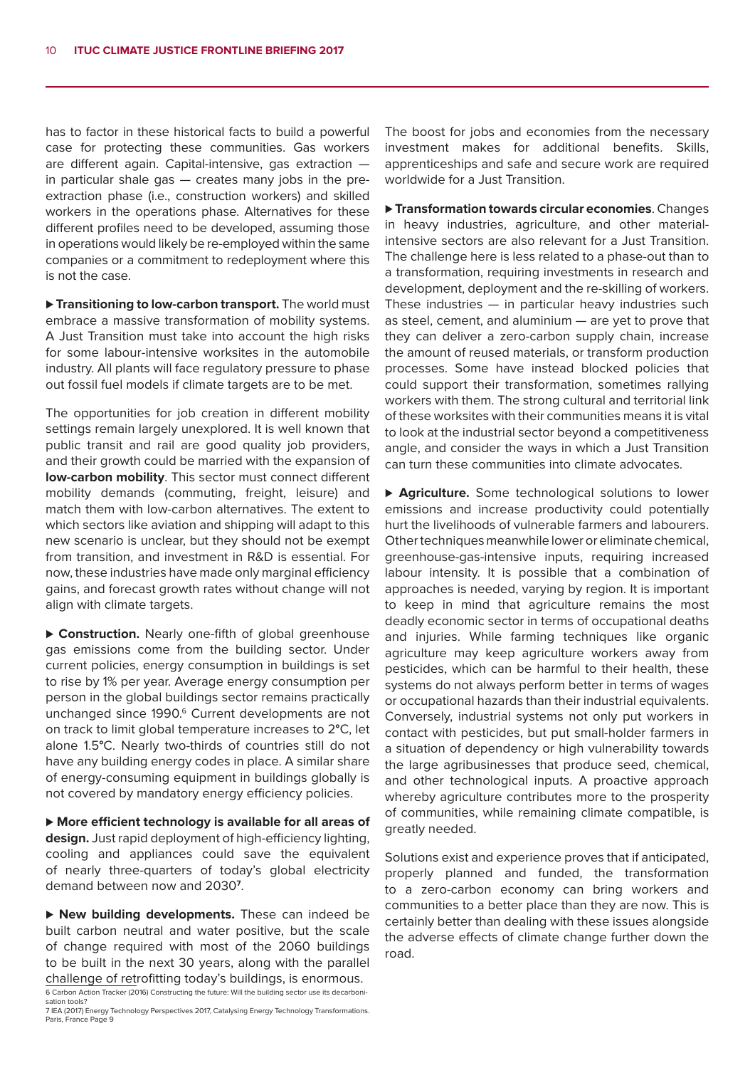has to factor in these historical facts to build a powerful case for protecting these communities. Gas workers are different again. Capital-intensive, gas extraction — in particular shale gas — creates many jobs in the pre-extraction phase (i.e., construction workers) and skilled workers in the operations phase. Alternatives for these different profiles need to be developed, assuming those in operations would likely be re-employed within the same companies or a commitment to redeployment where this is not the case.

▶ **Transitioning to low-carbon transport.** The world must embrace a massive transformation of mobility systems. A Just Transition must take into account the high risks for some labour-intensive worksites in the automobile industry. All plants will face regulatory pressure to phase out fossil fuel models if climate targets are to be met.

The opportunities for job creation in different mobility settings remain largely unexplored. It is well known that public transit and rail are good quality job providers, and their growth could be married with the expansion of **low-carbon mobility**. This sector must connect different mobility demands (commuting, freight, leisure) and match them with low-carbon alternatives. The extent to which sectors like aviation and shipping will adapt to this new scenario is unclear, but they should not be exempt from transition, and investment in R&D is essential. For now, these industries have made only marginal efficiency gains, and forecast growth rates without change will not align with climate targets.

▶ **Construction.** Nearly one-fifth of global greenhouse gas emissions come from the building sector. Under current policies, energy consumption in buildings is set to rise by 1% per year. Average energy consumption per person in the global buildings sector remains practically unchanged since 1990.[6] Current developments are not on track to limit global temperature increases to 2°C, let alone 1.5°C. Nearly two-thirds of countries still do not have any building energy codes in place. A similar share of energy-consuming equipment in buildings globally is not covered by mandatory energy efficiency policies.

▶ **More efficient technology is available for all areas of design.** Just rapid deployment of high-efficiency lighting, cooling and appliances could save the equivalent of nearly three-quarters of today's global electricity demand between now and 2030[7].

▶ **New building developments.** These can indeed be built carbon neutral and water positive, but the scale of change required with most of the 2060 buildings to be built in the next 30 years, along with the parallel challenge of retrofitting today's buildings, is enormous.

The boost for jobs and economies from the necessary investment makes for additional benefits. Skills, apprenticeships and safe and secure work are required worldwide for a Just Transition.

▶ **Transformation towards circular economies**. Changes in heavy industries, agriculture, and other material-intensive sectors are also relevant for a Just Transition. The challenge here is less related to a phase-out than to a transformation, requiring investments in research and development, deployment and the re-skilling of workers. These industries — in particular heavy industries such as steel, cement, and aluminium — are yet to prove that they can deliver a zero-carbon supply chain, increase the amount of reused materials, or transform production processes. Some have instead blocked policies that could support their transformation, sometimes rallying workers with them. The strong cultural and territorial link of these worksites with their communities means it is vital to look at the industrial sector beyond a competitiveness angle, and consider the ways in which a Just Transition can turn these communities into climate advocates.

▶ **Agriculture.** Some technological solutions to lower emissions and increase productivity could potentially hurt the livelihoods of vulnerable farmers and labourers. Other techniques meanwhile lower or eliminate chemical, greenhouse-gas-intensive inputs, requiring increased labour intensity. It is possible that a combination of approaches is needed, varying by region. It is important to keep in mind that agriculture remains the most deadly economic sector in terms of occupational deaths and injuries. While farming techniques like organic agriculture may keep agriculture workers away from pesticides, which can be harmful to their health, these systems do not always perform better in terms of wages or occupational hazards than their industrial equivalents. Conversely, industrial systems not only put workers in contact with pesticides, but put small-holder farmers in a situation of dependency or high vulnerability towards the large agribusinesses that produce seed, chemical, and other technological inputs. A proactive approach whereby agriculture contributes more to the prosperity of communities, while remaining climate compatible, is greatly needed.

Solutions exist and experience proves that if anticipated, properly planned and funded, the transformation to a zero-carbon economy can bring workers and communities to a better place than they are now. This is certainly better than dealing with these issues alongside the adverse effects of climate change further down the road.

6 Carbon Action Tracker (2016) Constructing the future: Will the building sector use its decarbonisation tools?

7 IEA (2017) Energy Technology Perspectives 2017, Catalysing Energy Technology Transformations. Paris, France Page 9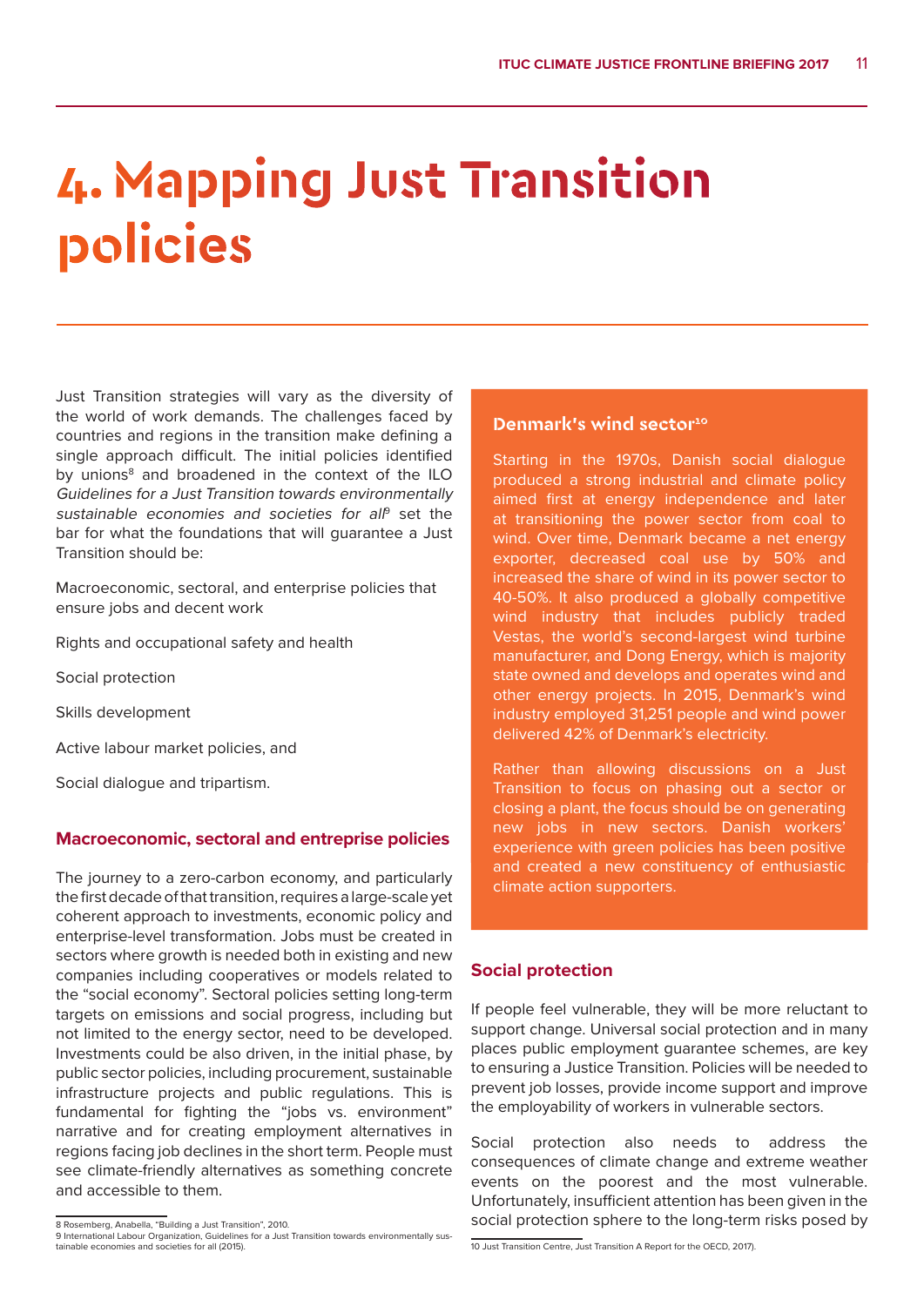# 4. Mapping Just Transition policies

Just Transition strategies will vary as the diversity of the world of work demands. The challenges faced by countries and regions in the transition make defining a single approach difficult. The initial policies identified by unions[8] and broadened in the context of the ILO *Guidelines for a Just Transition towards environmentally sustainable economies and societies for all*[9] set the bar for what the foundations that will guarantee a Just Transition should be:

Macroeconomic, sectoral, and enterprise policies that ensure jobs and decent work

Rights and occupational safety and health

Social protection

Skills development

Active labour market policies, and

Social dialogue and tripartism.

### Macroeconomic, sectoral and entreprise policies

The journey to a zero-carbon economy, and particularly the first decade of that transition, requires a large-scale yet coherent approach to investments, economic policy and enterprise-level transformation. Jobs must be created in sectors where growth is needed both in existing and new companies including cooperatives or models related to the "social economy". Sectoral policies setting long-term targets on emissions and social progress, including but not limited to the energy sector, need to be developed. Investments could be also driven, in the initial phase, by public sector policies, including procurement, sustainable infrastructure projects and public regulations. This is fundamental for fighting the "jobs vs. environment" narrative and for creating employment alternatives in regions facing job declines in the short term. People must see climate-friendly alternatives as something concrete and accessible to them.

### Denmark's wind sector[10]

Starting in the 1970s, Danish social dialogue produced a strong industrial and climate policy aimed first at energy independence and later at transitioning the power sector from coal to wind. Over time, Denmark became a net energy exporter, decreased coal use by 50% and increased the share of wind in its power sector to 40-50%. It also produced a globally competitive wind industry that includes publicly traded Vestas, the world's second-largest wind turbine manufacturer, and Dong Energy, which is majority state owned and develops and operates wind and other energy projects. In 2015, Denmark's wind industry employed 31,251 people and wind power delivered 42% of Denmark's electricity.

Rather than allowing discussions on a Just Transition to focus on phasing out a sector or closing a plant, the focus should be on generating new jobs in new sectors. Danish workers' experience with green policies has been positive and created a new constituency of enthusiastic climate action supporters.

### Social protection

If people feel vulnerable, they will be more reluctant to support change. Universal social protection and in many places public employment guarantee schemes, are key to ensuring a Justice Transition. Policies will be needed to prevent job losses, provide income support and improve the employability of workers in vulnerable sectors.

Social protection also needs to address the consequences of climate change and extreme weather events on the poorest and the most vulnerable. Unfortunately, insufficient attention has been given in the social protection sphere to the long-term risks posed by

---

8 Rosemberg, Anabella, "Building a Just Transition", 2010.

9 International Labour Organization, Guidelines for a Just Transition towards environmentally sustainable economies and societies for all (2015).

10 Just Transition Centre, Just Transition A Report for the OECD, 2017).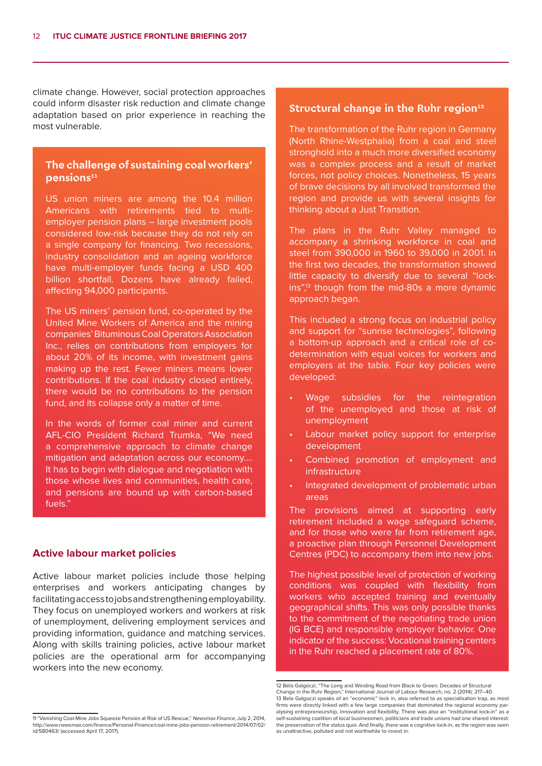climate change. However, social protection approaches could inform disaster risk reduction and climate change adaptation based on prior experience in reaching the most vulnerable.

### The challenge of sustaining coal workers' pensions[11]

US union miners are among the 10.4 million Americans with retirements tied to multi-employer pension plans – large investment pools considered low-risk because they do not rely on a single company for financing. Two recessions, industry consolidation and an ageing workforce have multi-employer funds facing a USD 400 billion shortfall. Dozens have already failed, affecting 94,000 participants.

The US miners' pension fund, co-operated by the United Mine Workers of America and the mining companies' Bituminous Coal Operators Association Inc., relies on contributions from employers for about 20% of its income, with investment gains making up the rest. Fewer miners means lower contributions. If the coal industry closed entirely, there would be no contributions to the pension fund, and its collapse only a matter of time.

In the words of former coal miner and current AFL-CIO President Richard Trumka, "We need a comprehensive approach to climate change mitigation and adaptation across our economy.... It has to begin with dialogue and negotiation with those whose lives and communities, health care, and pensions are bound up with carbon-based fuels."

## Active labour market policies

Active labour market policies include those helping enterprises and workers anticipating changes by facilitating access to jobs and strengthening employability. They focus on unemployed workers and workers at risk of unemployment, delivering employment services and providing information, guidance and matching services. Along with skills training policies, active labour market policies are the operational arm for accompanying workers into the new economy.

### Structural change in the Ruhr region[12]

The transformation of the Ruhr region in Germany (North Rhine-Westphalia) from a coal and steel stronghold into a much more diversified economy was a complex process and a result of market forces, not policy choices. Nonetheless, 15 years of brave decisions by all involved transformed the region and provide us with several insights for thinking about a Just Transition.

The plans in the Ruhr Valley managed to accompany a shrinking workforce in coal and steel from 390,000 in 1960 to 39,000 in 2001. In the first two decades, the transformation showed little capacity to diversify due to several "lock-ins",[13] though from the mid-80s a more dynamic approach began.

This included a strong focus on industrial policy and support for "sunrise technologies", following a bottom-up approach and a critical role of co-determination with equal voices for workers and employers at the table. Four key policies were developed:

- Wage subsidies for the reintegration of the unemployed and those at risk of unemployment
- Labour market policy support for enterprise development
- Combined promotion of employment and infrastructure
- Integrated development of problematic urban areas

The provisions aimed at supporting early retirement included a wage safeguard scheme, and for those who were far from retirement age, a proactive plan through Personnel Development Centres (PDC) to accompany them into new jobs.

The highest possible level of protection of working conditions was coupled with flexibility from workers who accepted training and eventually geographical shifts. This was only possible thanks to the commitment of the negotiating trade union (IG BCE) and responsible employer behavior. One indicator of the success: Vocational training centers in the Ruhr reached a placement rate of 80%.

---

11 "Vanishing Coal-Mine Jobs Squeeze Pension at Risk of US Rescue," *Newsmax Finance*, July 2, 2014, http://www.newsmax.com/finance/Personal-Finance/coal-mine-jobs-pension-retirement/2014/07/02/id/580463/ (accessed April 17, 2017).

12 Béla Galgóczi, "The Long and Winding Road from Black to Green: Decades of Structural Change in the Ruhr Region," International Journal of Labour Research, no. 2 (2014): 217–40.

13 Bela Galgoczi speaks of an "economic" lock in, also referred to as specialisation trap, as most firms were directly linked with a few large companies that dominated the regional economy paralysing entrepreneurship, innovation and flexibility. There was also an "institutional lock-in" as a self-sustaining coalition of local businessmen, politicians and trade unions had one shared interest: the preservation of the status quo. And finally, there was a cognitive lock-in, as the region was seen as unattractive, polluted and not worthwhile to invest in.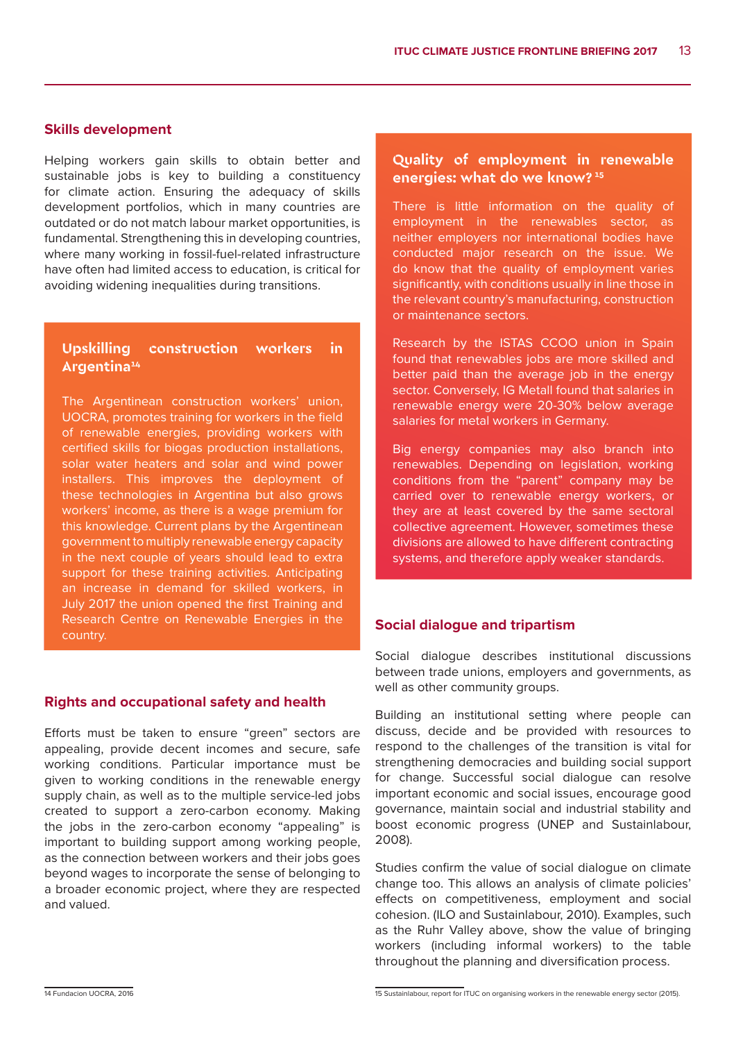## Skills development

Helping workers gain skills to obtain better and sustainable jobs is key to building a constituency for climate action. Ensuring the adequacy of skills development portfolios, which in many countries are outdated or do not match labour market opportunities, is fundamental. Strengthening this in developing countries, where many working in fossil-fuel-related infrastructure have often had limited access to education, is critical for avoiding widening inequalities during transitions.

### Upskilling construction workers in Argentina[14]

The Argentinean construction workers' union, UOCRA, promotes training for workers in the field of renewable energies, providing workers with certified skills for biogas production installations, solar water heaters and solar and wind power installers. This improves the deployment of these technologies in Argentina but also grows workers' income, as there is a wage premium for this knowledge. Current plans by the Argentinean government to multiply renewable energy capacity in the next couple of years should lead to extra support for these training activities. Anticipating an increase in demand for skilled workers, in July 2017 the union opened the first Training and Research Centre on Renewable Energies in the country.

## Rights and occupational safety and health

Efforts must be taken to ensure "green" sectors are appealing, provide decent incomes and secure, safe working conditions. Particular importance must be given to working conditions in the renewable energy supply chain, as well as to the multiple service-led jobs created to support a zero-carbon economy. Making the jobs in the zero-carbon economy "appealing" is important to building support among working people, as the connection between workers and their jobs goes beyond wages to incorporate the sense of belonging to a broader economic project, where they are respected and valued.

### Quality of employment in renewable energies: what do we know?[15]

There is little information on the quality of employment in the renewables sector, as neither employers nor international bodies have conducted major research on the issue. We do know that the quality of employment varies significantly, with conditions usually in line those in the relevant country's manufacturing, construction or maintenance sectors.

Research by the ISTAS CCOO union in Spain found that renewables jobs are more skilled and better paid than the average job in the energy sector. Conversely, IG Metall found that salaries in renewable energy were 20-30% below average salaries for metal workers in Germany.

Big energy companies may also branch into renewables. Depending on legislation, working conditions from the "parent" company may be carried over to renewable energy workers, or they are at least covered by the same sectoral collective agreement. However, sometimes these divisions are allowed to have different contracting systems, and therefore apply weaker standards.

## Social dialogue and tripartism

Social dialogue describes institutional discussions between trade unions, employers and governments, as well as other community groups.

Building an institutional setting where people can discuss, decide and be provided with resources to respond to the challenges of the transition is vital for strengthening democracies and building social support for change. Successful social dialogue can resolve important economic and social issues, encourage good governance, maintain social and industrial stability and boost economic progress (UNEP and Sustainlabour, 2008).

Studies confirm the value of social dialogue on climate change too. This allows an analysis of climate policies' effects on competitiveness, employment and social cohesion. (ILO and Sustainlabour, 2010). Examples, such as the Ruhr Valley above, show the value of bringing workers (including informal workers) to the table throughout the planning and diversification process.

---

14 Fundacion UOCRA, 2016

15 Sustainlabour, report for ITUC on organising workers in the renewable energy sector (2015).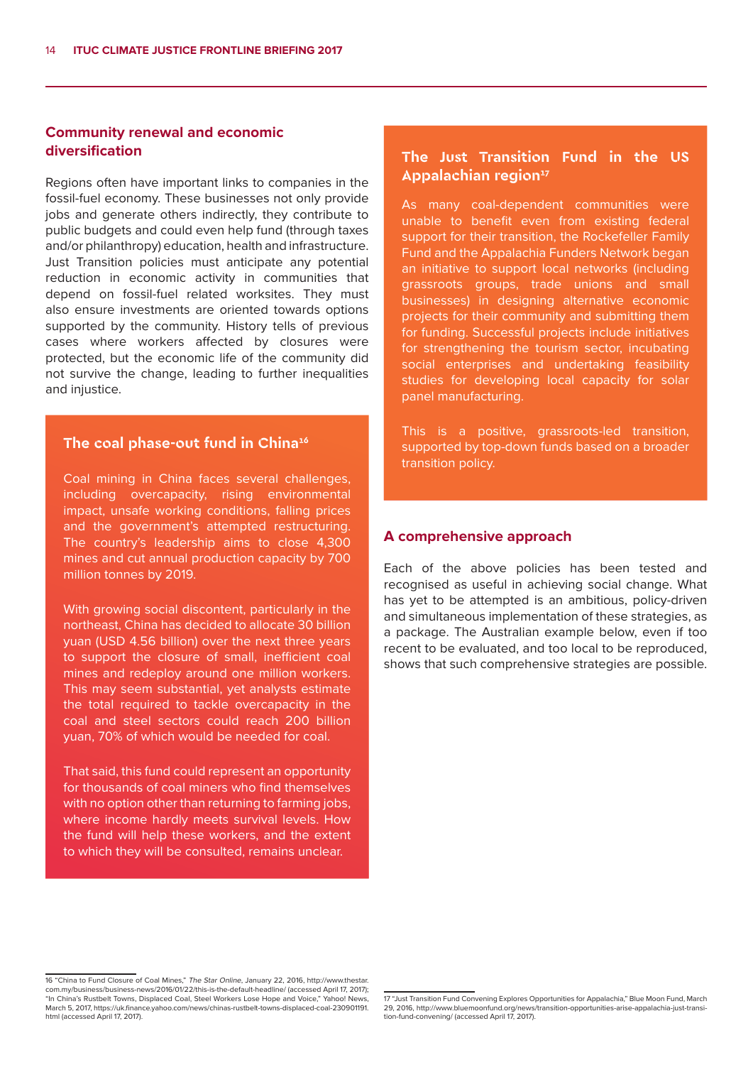## Community renewal and economic diversification

Regions often have important links to companies in the fossil-fuel economy. These businesses not only provide jobs and generate others indirectly, they contribute to public budgets and could even help fund (through taxes and/or philanthropy) education, health and infrastructure. Just Transition policies must anticipate any potential reduction in economic activity in communities that depend on fossil-fuel related worksites. They must also ensure investments are oriented towards options supported by the community. History tells of previous cases where workers affected by closures were protected, but the economic life of the community did not survive the change, leading to further inequalities and injustice.

### The coal phase-out fund in China[16]

Coal mining in China faces several challenges, including overcapacity, rising environmental impact, unsafe working conditions, falling prices and the government's attempted restructuring. The country's leadership aims to close 4,300 mines and cut annual production capacity by 700 million tonnes by 2019.

With growing social discontent, particularly in the northeast, China has decided to allocate 30 billion yuan (USD 4.56 billion) over the next three years to support the closure of small, inefficient coal mines and redeploy around one million workers. This may seem substantial, yet analysts estimate the total required to tackle overcapacity in the coal and steel sectors could reach 200 billion yuan, 70% of which would be needed for coal.

That said, this fund could represent an opportunity for thousands of coal miners who find themselves with no option other than returning to farming jobs, where income hardly meets survival levels. How the fund will help these workers, and the extent to which they will be consulted, remains unclear.

### The Just Transition Fund in the US Appalachian region[17]

As many coal-dependent communities were unable to benefit even from existing federal support for their transition, the Rockefeller Family Fund and the Appalachia Funders Network began an initiative to support local networks (including grassroots groups, trade unions and small businesses) in designing alternative economic projects for their community and submitting them for funding. Successful projects include initiatives for strengthening the tourism sector, incubating social enterprises and undertaking feasibility studies for developing local capacity for solar panel manufacturing.

This is a positive, grassroots-led transition, supported by top-down funds based on a broader transition policy.

## A comprehensive approach

Each of the above policies has been tested and recognised as useful in achieving social change. What has yet to be attempted is an ambitious, policy-driven and simultaneous implementation of these strategies, as a package. The Australian example below, even if too recent to be evaluated, and too local to be reproduced, shows that such comprehensive strategies are possible.

---

16 "China to Fund Closure of Coal Mines," *The Star Online*, January 22, 2016, http://www.thestar.com.my/business/business-news/2016/01/22/this-is-the-default-headline/ (accessed April 17, 2017); "In China's Rustbelt Towns, Displaced Coal, Steel Workers Lose Hope and Voice," Yahoo! News, March 5, 2017, https://uk.finance.yahoo.com/news/chinas-rustbelt-towns-displaced-coal-230901191.html (accessed April 17, 2017).

17 "Just Transition Fund Convening Explores Opportunities for Appalachia," Blue Moon Fund, March 29, 2016, http://www.bluemoonfund.org/news/transition-opportunities-arise-appalachia-just-transition-fund-convening/ (accessed April 17, 2017).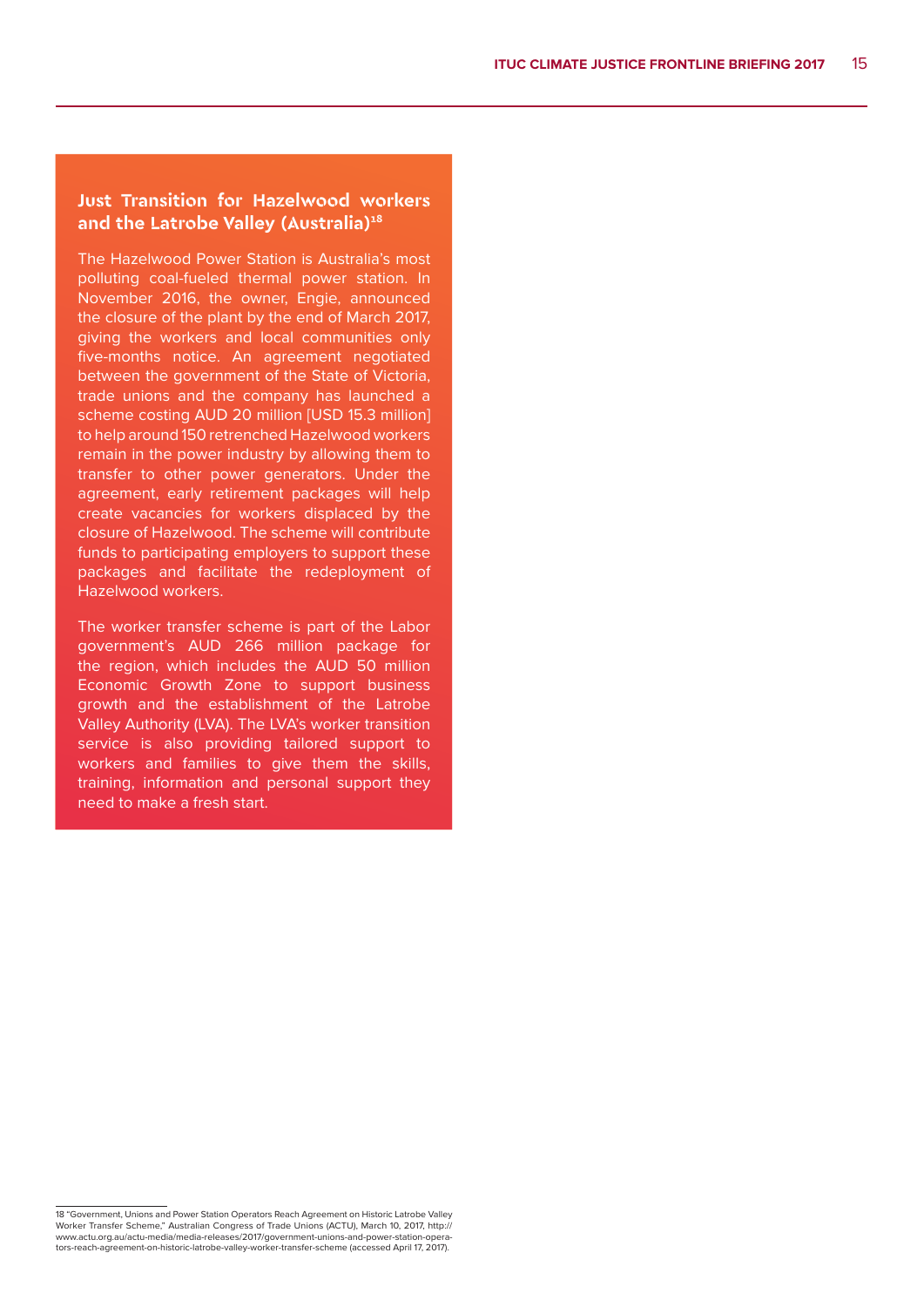### Just Transition for Hazelwood workers and the Latrobe Valley (Australia)[18]

The Hazelwood Power Station is Australia's most polluting coal-fueled thermal power station. In November 2016, the owner, Engie, announced the closure of the plant by the end of March 2017, giving the workers and local communities only five-months notice. An agreement negotiated between the government of the State of Victoria, trade unions and the company has launched a scheme costing AUD 20 million [USD 15.3 million] to help around 150 retrenched Hazelwood workers remain in the power industry by allowing them to transfer to other power generators. Under the agreement, early retirement packages will help create vacancies for workers displaced by the closure of Hazelwood. The scheme will contribute funds to participating employers to support these packages and facilitate the redeployment of Hazelwood workers.

The worker transfer scheme is part of the Labor government's AUD 266 million package for the region, which includes the AUD 50 million Economic Growth Zone to support business growth and the establishment of the Latrobe Valley Authority (LVA). The LVA's worker transition service is also providing tailored support to workers and families to give them the skills, training, information and personal support they need to make a fresh start.

---

18 "Government, Unions and Power Station Operators Reach Agreement on Historic Latrobe Valley Worker Transfer Scheme," Australian Congress of Trade Unions (ACTU), March 10, 2017, http://www.actu.org.au/actu-media/media-releases/2017/government-unions-and-power-station-operators-reach-agreement-on-historic-latrobe-valley-worker-transfer-scheme (accessed April 17, 2017).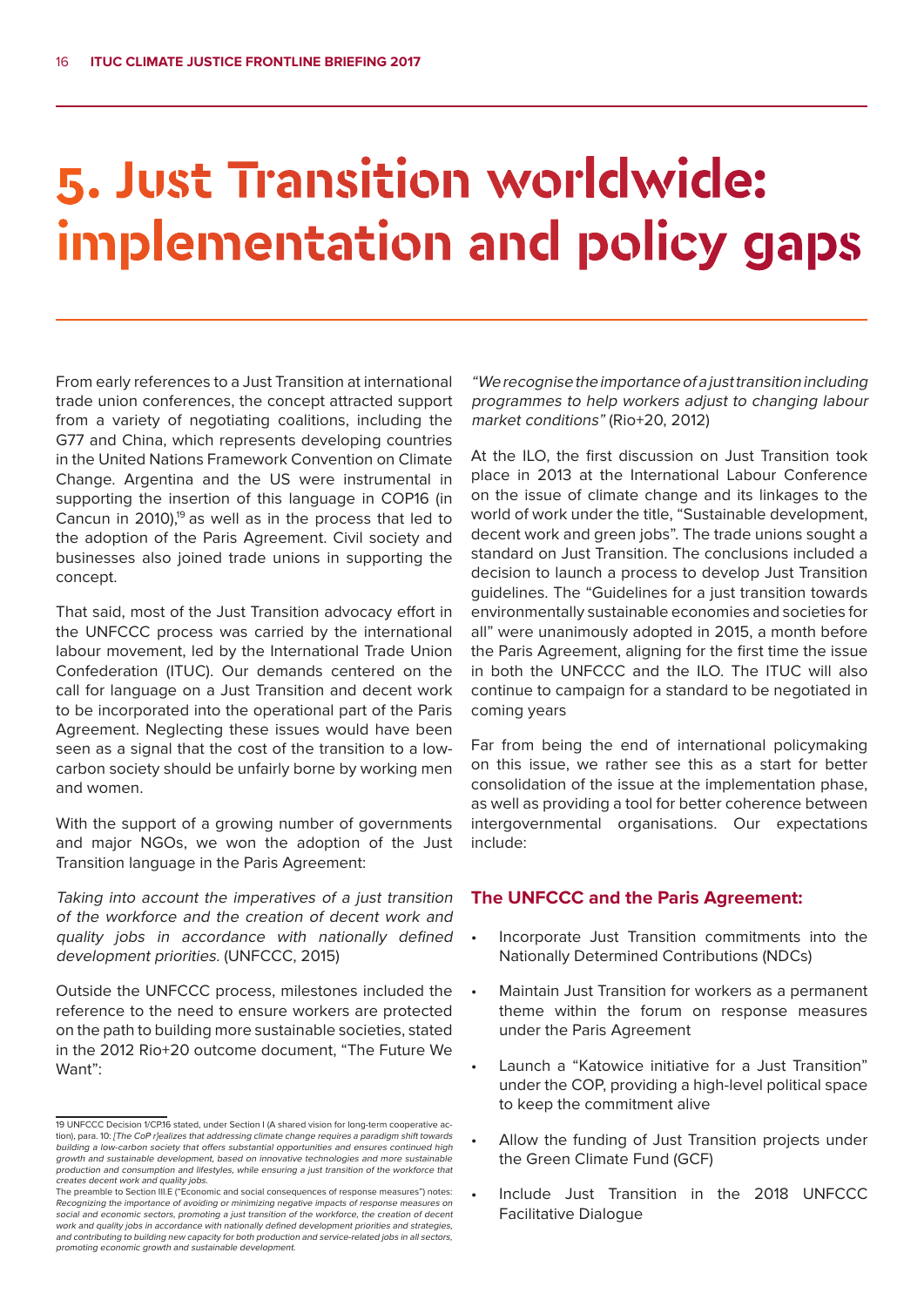# 5. Just Transition worldwide: implementation and policy gaps

From early references to a Just Transition at international trade union conferences, the concept attracted support from a variety of negotiating coalitions, including the G77 and China, which represents developing countries in the United Nations Framework Convention on Climate Change. Argentina and the US were instrumental in supporting the insertion of this language in COP16 (in Cancun in 2010),[19] as well as in the process that led to the adoption of the Paris Agreement. Civil society and businesses also joined trade unions in supporting the concept.

That said, most of the Just Transition advocacy effort in the UNFCCC process was carried by the international labour movement, led by the International Trade Union Confederation (ITUC). Our demands centered on the call for language on a Just Transition and decent work to be incorporated into the operational part of the Paris Agreement. Neglecting these issues would have been seen as a signal that the cost of the transition to a low-carbon society should be unfairly borne by working men and women.

With the support of a growing number of governments and major NGOs, we won the adoption of the Just Transition language in the Paris Agreement:

*Taking into account the imperatives of a just transition of the workforce and the creation of decent work and quality jobs in accordance with nationally defined development priorities.* (UNFCCC, 2015)

Outside the UNFCCC process, milestones included the reference to the need to ensure workers are protected on the path to building more sustainable societies, stated in the 2012 Rio+20 outcome document, "The Future We Want":

*"We recognise the importance of a just transition including programmes to help workers adjust to changing labour market conditions"* (Rio+20, 2012)

At the ILO, the first discussion on Just Transition took place in 2013 at the International Labour Conference on the issue of climate change and its linkages to the world of work under the title, "Sustainable development, decent work and green jobs". The trade unions sought a standard on Just Transition. The conclusions included a decision to launch a process to develop Just Transition guidelines. The "Guidelines for a just transition towards environmentally sustainable economies and societies for all" were unanimously adopted in 2015, a month before the Paris Agreement, aligning for the first time the issue in both the UNFCCC and the ILO. The ITUC will also continue to campaign for a standard to be negotiated in coming years

Far from being the end of international policymaking on this issue, we rather see this as a start for better consolidation of the issue at the implementation phase, as well as providing a tool for better coherence between intergovernmental organisations. Our expectations include:

### The UNFCCC and the Paris Agreement:

- Incorporate Just Transition commitments into the Nationally Determined Contributions (NDCs)
- Maintain Just Transition for workers as a permanent theme within the forum on response measures under the Paris Agreement
- Launch a "Katowice initiative for a Just Transition" under the COP, providing a high-level political space to keep the commitment alive
- Allow the funding of Just Transition projects under the Green Climate Fund (GCF)
- Include Just Transition in the 2018 UNFCCC Facilitative Dialogue

---

19 UNFCCC Decision 1/CP.16 stated, under Section I (A shared vision for long-term cooperative action), para. 10: *[The CoP r]ealizes that addressing climate change requires a paradigm shift towards building a low-carbon society that offers substantial opportunities and ensures continued high growth and sustainable development, based on innovative technologies and more sustainable production and consumption and lifestyles, while ensuring a just transition of the workforce that creates decent work and quality jobs.*
The preamble to Section III.E ("Economic and social consequences of response measures") notes: *Recognizing the importance of avoiding or minimizing negative impacts of response measures on social and economic sectors, promoting a just transition of the workforce, the creation of decent work and quality jobs in accordance with nationally defined development priorities and strategies, and contributing to building new capacity for both production and service-related jobs in all sectors, promoting economic growth and sustainable development.*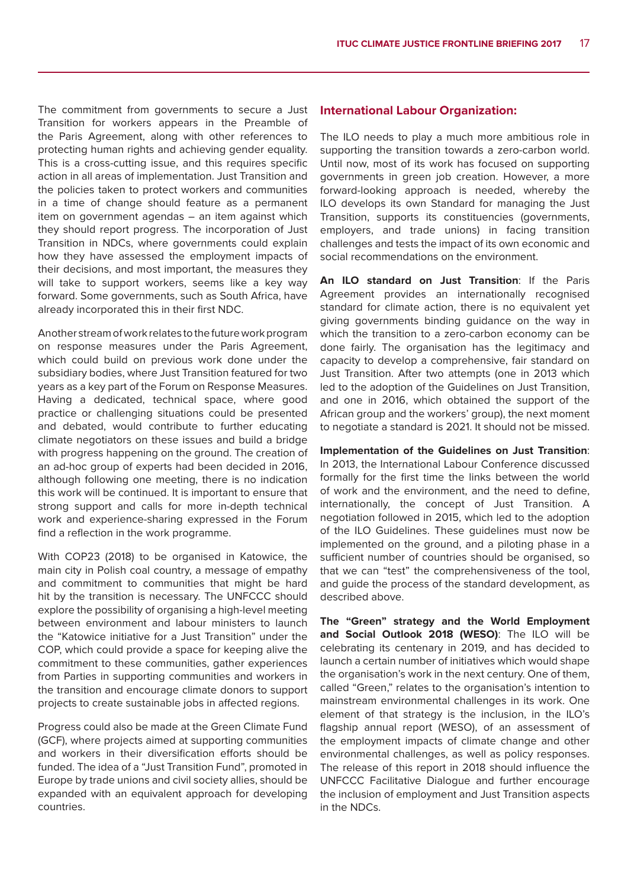The commitment from governments to secure a Just Transition for workers appears in the Preamble of the Paris Agreement, along with other references to protecting human rights and achieving gender equality. This is a cross-cutting issue, and this requires specific action in all areas of implementation. Just Transition and the policies taken to protect workers and communities in a time of change should feature as a permanent item on government agendas – an item against which they should report progress. The incorporation of Just Transition in NDCs, where governments could explain how they have assessed the employment impacts of their decisions, and most important, the measures they will take to support workers, seems like a key way forward. Some governments, such as South Africa, have already incorporated this in their first NDC.

Another stream of work relates to the future work program on response measures under the Paris Agreement, which could build on previous work done under the subsidiary bodies, where Just Transition featured for two years as a key part of the Forum on Response Measures. Having a dedicated, technical space, where good practice or challenging situations could be presented and debated, would contribute to further educating climate negotiators on these issues and build a bridge with progress happening on the ground. The creation of an ad-hoc group of experts had been decided in 2016, although following one meeting, there is no indication this work will be continued. It is important to ensure that strong support and calls for more in-depth technical work and experience-sharing expressed in the Forum find a reflection in the work programme.

With COP23 (2018) to be organised in Katowice, the main city in Polish coal country, a message of empathy and commitment to communities that might be hard hit by the transition is necessary. The UNFCCC should explore the possibility of organising a high-level meeting between environment and labour ministers to launch the "Katowice initiative for a Just Transition" under the COP, which could provide a space for keeping alive the commitment to these communities, gather experiences from Parties in supporting communities and workers in the transition and encourage climate donors to support projects to create sustainable jobs in affected regions.

Progress could also be made at the Green Climate Fund (GCF), where projects aimed at supporting communities and workers in their diversification efforts should be funded. The idea of a "Just Transition Fund", promoted in Europe by trade unions and civil society allies, should be expanded with an equivalent approach for developing countries.

## International Labour Organization:

The ILO needs to play a much more ambitious role in supporting the transition towards a zero-carbon world. Until now, most of its work has focused on supporting governments in green job creation. However, a more forward-looking approach is needed, whereby the ILO develops its own Standard for managing the Just Transition, supports its constituencies (governments, employers, and trade unions) in facing transition challenges and tests the impact of its own economic and social recommendations on the environment.

**An ILO standard on Just Transition**: If the Paris Agreement provides an internationally recognised standard for climate action, there is no equivalent yet giving governments binding guidance on the way in which the transition to a zero-carbon economy can be done fairly. The organisation has the legitimacy and capacity to develop a comprehensive, fair standard on Just Transition. After two attempts (one in 2013 which led to the adoption of the Guidelines on Just Transition, and one in 2016, which obtained the support of the African group and the workers' group), the next moment to negotiate a standard is 2021. It should not be missed.

**Implementation of the Guidelines on Just Transition**: In 2013, the International Labour Conference discussed formally for the first time the links between the world of work and the environment, and the need to define, internationally, the concept of Just Transition. A negotiation followed in 2015, which led to the adoption of the ILO Guidelines. These guidelines must now be implemented on the ground, and a piloting phase in a sufficient number of countries should be organised, so that we can "test" the comprehensiveness of the tool, and guide the process of the standard development, as described above.

**The "Green" strategy and the World Employment and Social Outlook 2018 (WESO)**: The ILO will be celebrating its centenary in 2019, and has decided to launch a certain number of initiatives which would shape the organisation's work in the next century. One of them, called "Green," relates to the organisation's intention to mainstream environmental challenges in its work. One element of that strategy is the inclusion, in the ILO's flagship annual report (WESO), of an assessment of the employment impacts of climate change and other environmental challenges, as well as policy responses. The release of this report in 2018 should influence the UNFCCC Facilitative Dialogue and further encourage the inclusion of employment and Just Transition aspects in the NDCs.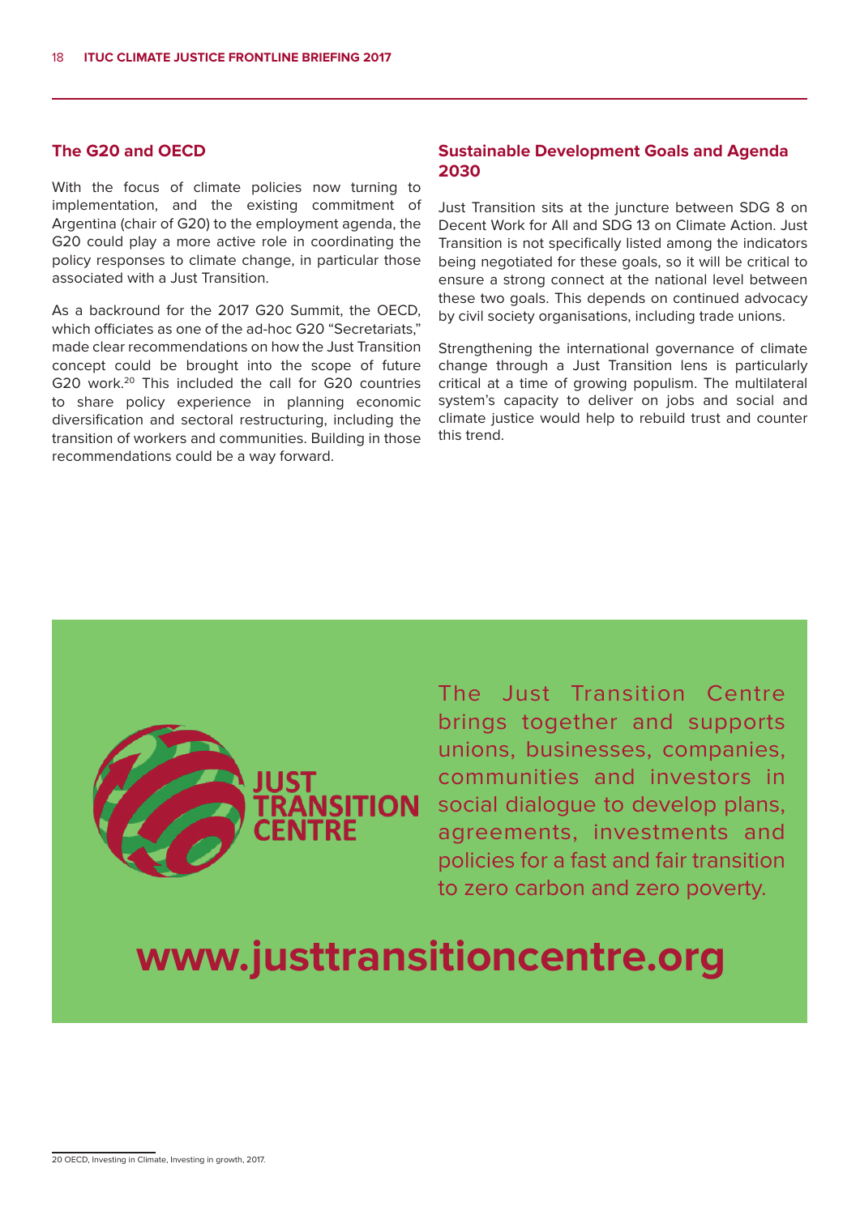## The G20 and OECD

With the focus of climate policies now turning to implementation, and the existing commitment of Argentina (chair of G20) to the employment agenda, the G20 could play a more active role in coordinating the policy responses to climate change, in particular those associated with a Just Transition.

As a backround for the 2017 G20 Summit, the OECD, which officiates as one of the ad-hoc G20 "Secretariats," made clear recommendations on how the Just Transition concept could be brought into the scope of future G20 work.[20] This included the call for G20 countries to share policy experience in planning economic diversification and sectoral restructuring, including the transition of workers and communities. Building in those recommendations could be a way forward.

## Sustainable Development Goals and Agenda 2030

Just Transition sits at the juncture between SDG 8 on Decent Work for All and SDG 13 on Climate Action. Just Transition is not specifically listed among the indicators being negotiated for these goals, so it will be critical to ensure a strong connect at the national level between these two goals. This depends on continued advocacy by civil society organisations, including trade unions.

Strengthening the international governance of climate change through a Just Transition lens is particularly critical at a time of growing populism. The multilateral system's capacity to deliver on jobs and social and climate justice would help to rebuild trust and counter this trend.

JUST TRANSITION CENTRE

The Just Transition Centre brings together and supports unions, businesses, companies, communities and investors in social dialogue to develop plans, agreements, investments and policies for a fast and fair transition to zero carbon and zero poverty.

**www.justtransitioncentre.org**

---

20 OECD, Investing in Climate, Investing in growth, 2017.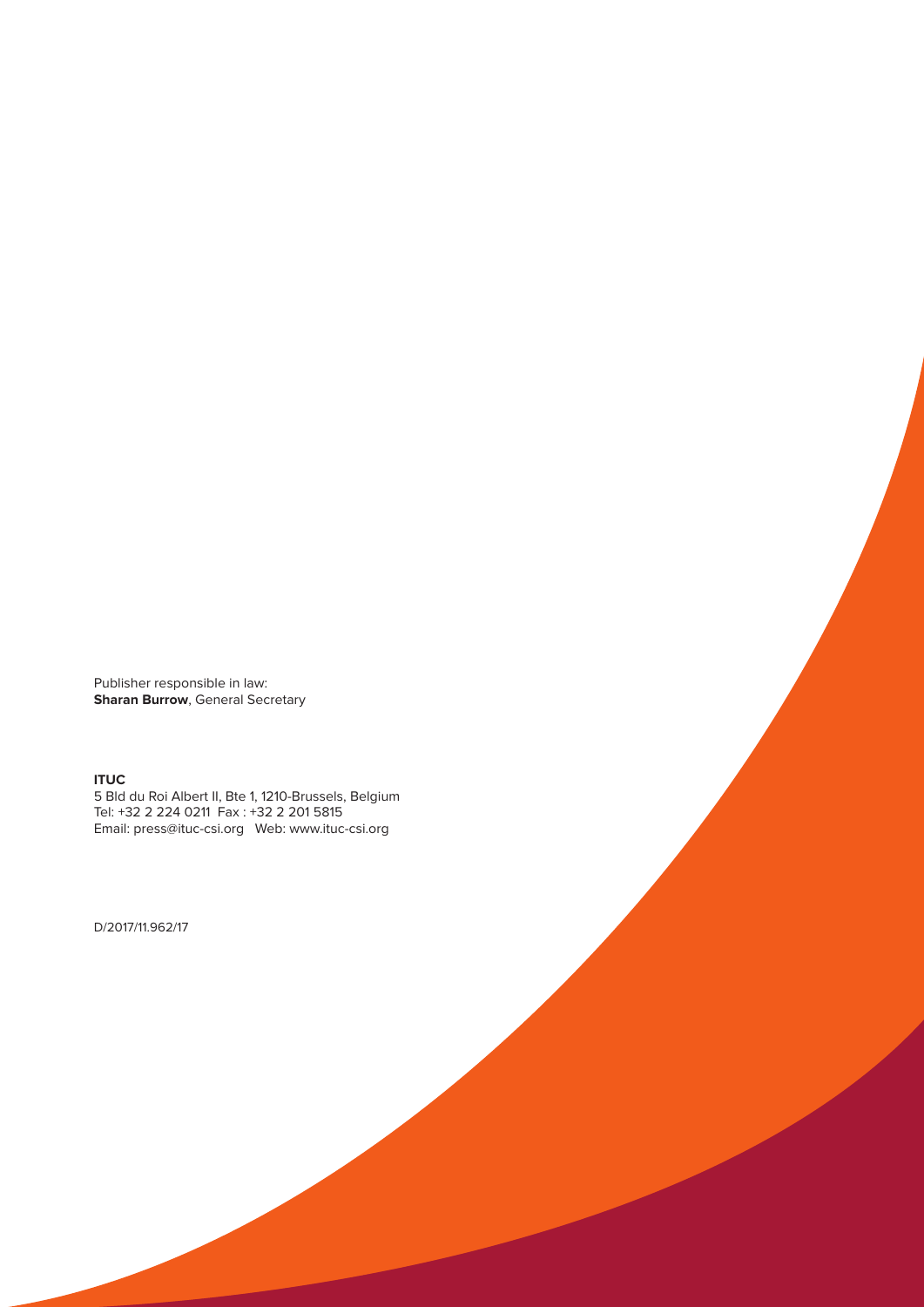Publisher responsible in law:
**Sharan Burrow**, General Secretary

**ITUC**
5 Bld du Roi Albert II, Bte 1, 1210-Brussels, Belgium
Tel: +32 2 224 0211 Fax : +32 2 201 5815
Email: press@ituc-csi.org Web: www.ituc-csi.org

D/2017/11.962/17